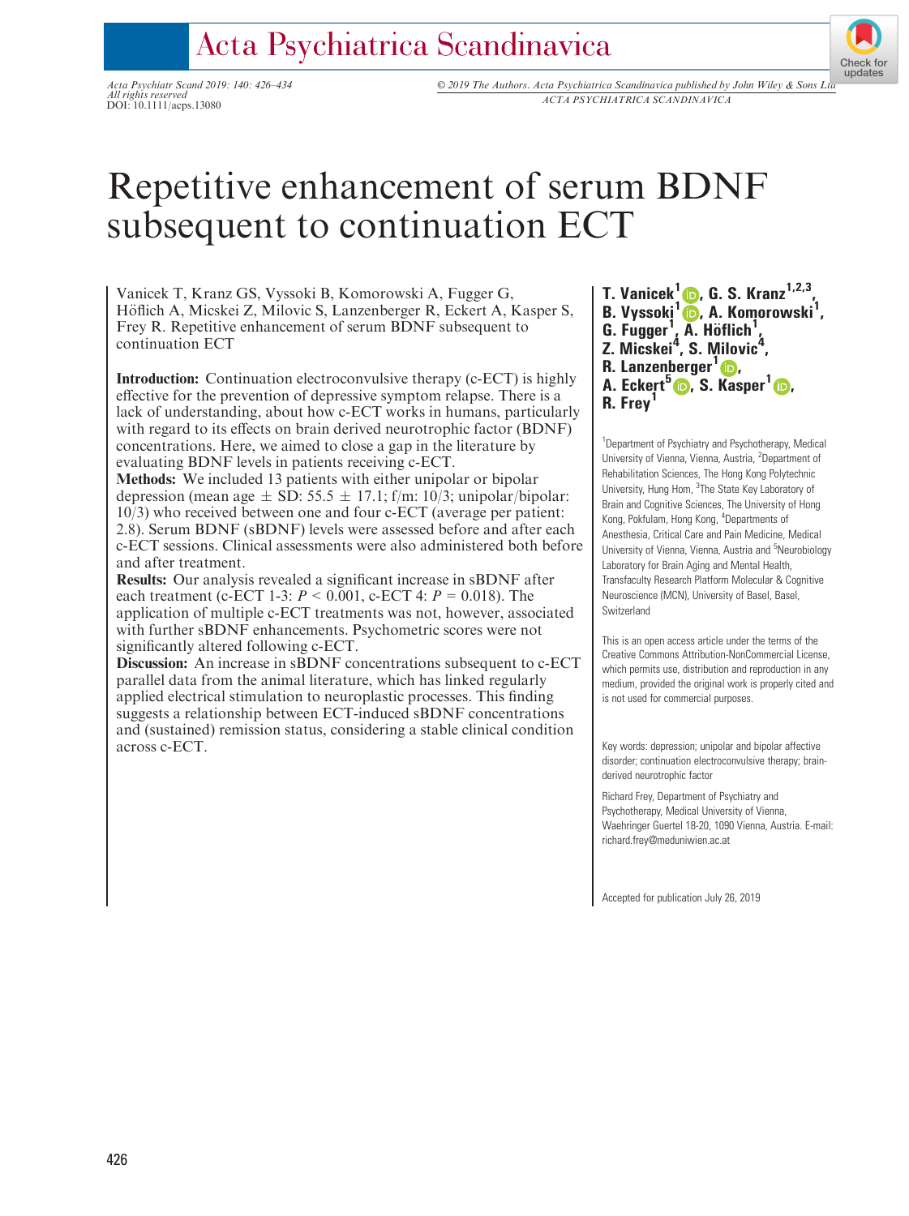# Repetitive enhancement of serum BDNF subsequent to continuation ECT

Vanicek T, Kranz GS, Vyssoki B, Komorowski A, Fugger G, Höflich A, Micskei Z, Milovic S, Lanzenberger R, Eckert A, Kasper S, Frey R. Repetitive enhancement of serum BDNF subsequent to continuation ECT

**Introduction:** Continuation electroconvulsive therapy (c-ECT) is highly effective for the prevention of depressive symptom relapse. There is a lack of understanding, about how c-ECT works in humans, particularly with regard to its effects on brain derived neurotrophic factor (BDNF) concentrations. Here, we aimed to close a gap in the literature by evaluating BDNF levels in patients receiving c-ECT.

**Methods:** We included 13 patients with either unipolar or bipolar depression (mean age ± SD: 55.5 ± 17.1; f/m: 10/3; unipolar/bipolar: 10/3) who received between one and four c-ECT (average per patient: 2.8). Serum BDNF (sBDNF) levels were assessed before and after each c-ECT sessions. Clinical assessments were also administered both before and after treatment.

**Results:** Our analysis revealed a significant increase in sBDNF after each treatment (c-ECT 1-3: $P < 0.001$, c-ECT 4: $P = 0.018$). The application of multiple c-ECT treatments was not, however, associated with further sBDNF enhancements. Psychometric scores were not significantly altered following c-ECT.

**Discussion:** An increase in sBDNF concentrations subsequent to c-ECT parallel data from the animal literature, which has linked regularly applied electrical stimulation to neuroplastic processes. This finding suggests a relationship between ECT-induced sBDNF concentrations and (sustained) remission status, considering a stable clinical condition across c-ECT.

**T. Vanicek[1], G. S. Kranz[1,2,3], B. Vyssoki[1], A. Komorowski[1], G. Fugger[1], A. Höflich[1], Z. Micskei[4], S. Milovic[4], R. Lanzenberger[1], A. Eckert[5], S. Kasper[1], R. Frey[1]**

[1]Department of Psychiatry and Psychotherapy, Medical University of Vienna, Vienna, Austria, [2]Department of Rehabilitation Sciences, The Hong Kong Polytechnic University, Hung Hom, [3]The State Key Laboratory of Brain and Cognitive Sciences, The University of Hong Kong, Pokfulam, Hong Kong, [4]Departments of Anesthesia, Critical Care and Pain Medicine, Medical University of Vienna, Vienna, Austria and [5]Neurobiology Laboratory for Brain Aging and Mental Health, Transfaculty Research Platform Molecular & Cognitive Neuroscience (MCN), University of Basel, Basel, Switzerland

This is an open access article under the terms of the Creative Commons Attribution-NonCommercial License, which permits use, distribution and reproduction in any medium, provided the original work is properly cited and is not used for commercial purposes.

Key words: depression; unipolar and bipolar affective disorder; continuation electroconvulsive therapy; brain-derived neurotrophic factor

Richard Frey, Department of Psychiatry and Psychotherapy, Medical University of Vienna, Waehringer Guertel 18-20, 1090 Vienna, Austria. E-mail: richard.frey@meduniwien.ac.at

Accepted for publication July 26, 2019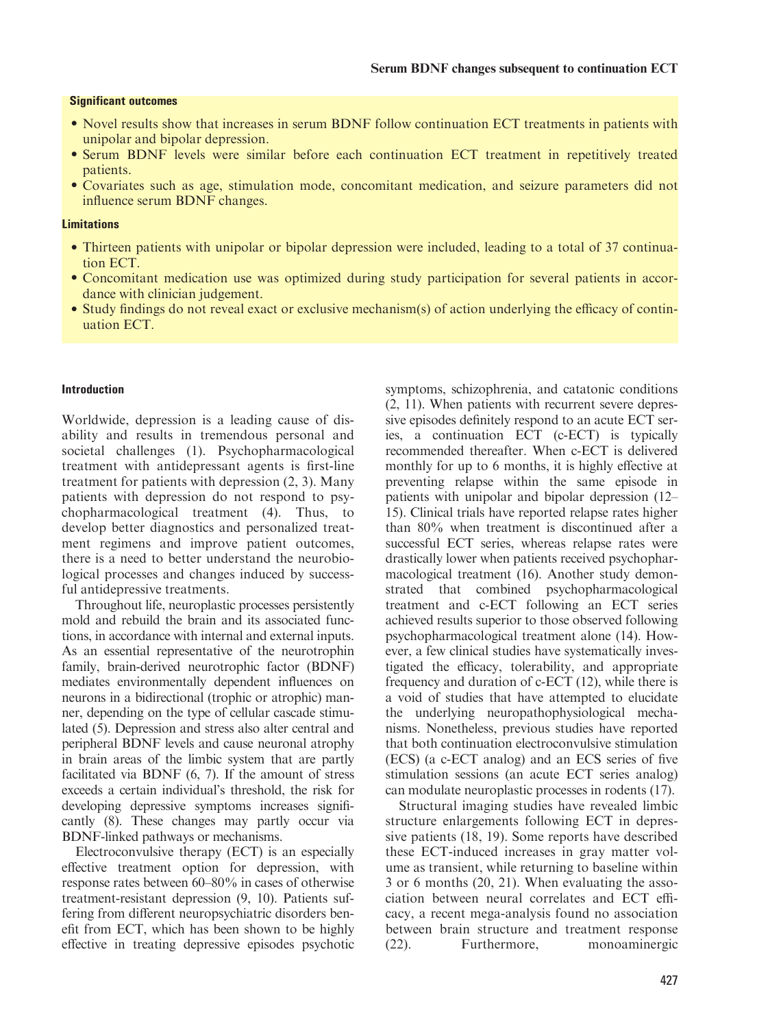### Significant outcomes

- Novel results show that increases in serum BDNF follow continuation ECT treatments in patients with unipolar and bipolar depression.
- Serum BDNF levels were similar before each continuation ECT treatment in repetitively treated patients.
- Covariates such as age, stimulation mode, concomitant medication, and seizure parameters did not influence serum BDNF changes.

### Limitations

- Thirteen patients with unipolar or bipolar depression were included, leading to a total of 37 continuation ECT.
- Concomitant medication use was optimized during study participation for several patients in accordance with clinician judgement.
- Study findings do not reveal exact or exclusive mechanism(s) of action underlying the efficacy of continuation ECT.

## Introduction

Worldwide, depression is a leading cause of disability and results in tremendous personal and societal challenges (1). Psychopharmacological treatment with antidepressant agents is first-line treatment for patients with depression (2, 3). Many patients with depression do not respond to psychopharmacological treatment (4). Thus, to develop better diagnostics and personalized treatment regimens and improve patient outcomes, there is a need to better understand the neurobiological processes and changes induced by successful antidepressive treatments.

Throughout life, neuroplastic processes persistently mold and rebuild the brain and its associated functions, in accordance with internal and external inputs. As an essential representative of the neurotrophin family, brain-derived neurotrophic factor (BDNF) mediates environmentally dependent influences on neurons in a bidirectional (trophic or atrophic) manner, depending on the type of cellular cascade stimulated (5). Depression and stress also alter central and peripheral BDNF levels and cause neuronal atrophy in brain areas of the limbic system that are partly facilitated via BDNF (6, 7). If the amount of stress exceeds a certain individual's threshold, the risk for developing depressive symptoms increases significantly (8). These changes may partly occur via BDNF-linked pathways or mechanisms.

Electroconvulsive therapy (ECT) is an especially effective treatment option for depression, with response rates between 60–80% in cases of otherwise treatment-resistant depression (9, 10). Patients suffering from different neuropsychiatric disorders benefit from ECT, which has been shown to be highly effective in treating depressive episodes psychotic symptoms, schizophrenia, and catatonic conditions (2, 11). When patients with recurrent severe depressive episodes definitely respond to an acute ECT series, a continuation ECT (c-ECT) is typically recommended thereafter. When c-ECT is delivered monthly for up to 6 months, it is highly effective at preventing relapse within the same episode in patients with unipolar and bipolar depression (12–15). Clinical trials have reported relapse rates higher than 80% when treatment is discontinued after a successful ECT series, whereas relapse rates were drastically lower when patients received psychopharmacological treatment (16). Another study demonstrated that combined psychopharmacological treatment and c-ECT following an ECT series achieved results superior to those observed following psychopharmacological treatment alone (14). However, a few clinical studies have systematically investigated the efficacy, tolerability, and appropriate frequency and duration of c-ECT (12), while there is a void of studies that have attempted to elucidate the underlying neuropathophysiological mechanisms. Nonetheless, previous studies have reported that both continuation electroconvulsive stimulation (ECS) (a c-ECT analog) and an ECS series of five stimulation sessions (an acute ECT series analog) can modulate neuroplastic processes in rodents (17).

Structural imaging studies have revealed limbic structure enlargements following ECT in depressive patients (18, 19). Some reports have described these ECT-induced increases in gray matter volume as transient, while returning to baseline within 3 or 6 months (20, 21). When evaluating the association between neural correlates and ECT efficacy, a recent mega-analysis found no association between brain structure and treatment response (22). Furthermore, monoaminergic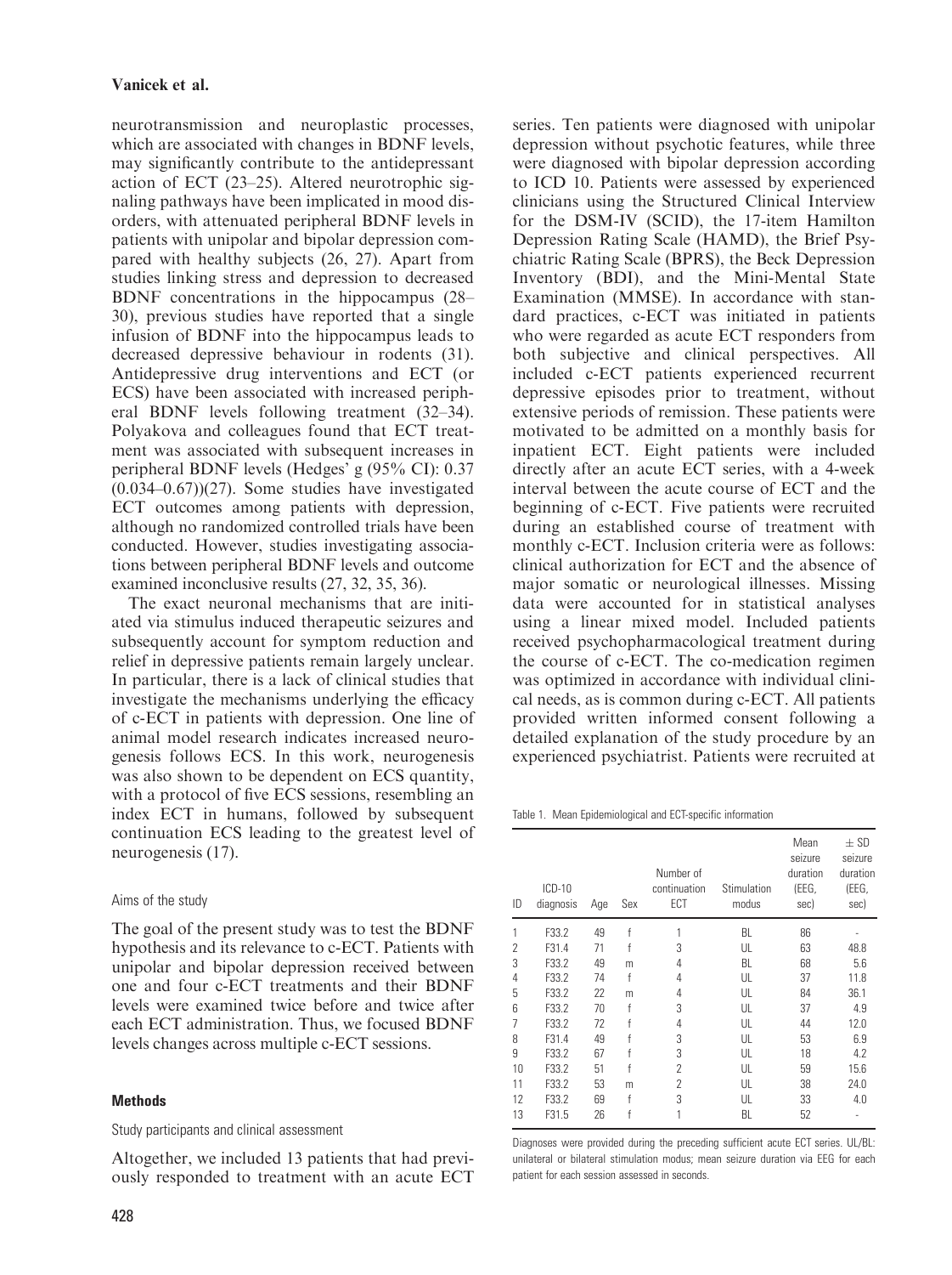neurotransmission and neuroplastic processes, which are associated with changes in BDNF levels, may significantly contribute to the antidepressant action of ECT (23–25). Altered neurotrophic signaling pathways have been implicated in mood disorders, with attenuated peripheral BDNF levels in patients with unipolar and bipolar depression compared with healthy subjects (26, 27). Apart from studies linking stress and depression to decreased BDNF concentrations in the hippocampus (28–30), previous studies have reported that a single infusion of BDNF into the hippocampus leads to decreased depressive behaviour in rodents (31). Antidepressive drug interventions and ECT (or ECS) have been associated with increased peripheral BDNF levels following treatment (32–34). Polyakova and colleagues found that ECT treatment was associated with subsequent increases in peripheral BDNF levels (Hedges' g (95% CI): 0.37 (0.034–0.67))(27). Some studies have investigated ECT outcomes among patients with depression, although no randomized controlled trials have been conducted. However, studies investigating associations between peripheral BDNF levels and outcome examined inconclusive results (27, 32, 35, 36).

The exact neuronal mechanisms that are initiated via stimulus induced therapeutic seizures and subsequently account for symptom reduction and relief in depressive patients remain largely unclear. In particular, there is a lack of clinical studies that investigate the mechanisms underlying the efficacy of c-ECT in patients with depression. One line of animal model research indicates increased neurogenesis follows ECS. In this work, neurogenesis was also shown to be dependent on ECS quantity, with a protocol of five ECS sessions, resembling an index ECT in humans, followed by subsequent continuation ECS leading to the greatest level of neurogenesis (17).

### Aims of the study

The goal of the present study was to test the BDNF hypothesis and its relevance to c-ECT. Patients with unipolar and bipolar depression received between one and four c-ECT treatments and their BDNF levels were examined twice before and twice after each ECT administration. Thus, we focused BDNF levels changes across multiple c-ECT sessions.

## Methods

### Study participants and clinical assessment

Altogether, we included 13 patients that had previously responded to treatment with an acute ECT series. Ten patients were diagnosed with unipolar depression without psychotic features, while three were diagnosed with bipolar depression according to ICD 10. Patients were assessed by experienced clinicians using the Structured Clinical Interview for the DSM-IV (SCID), the 17-item Hamilton Depression Rating Scale (HAMD), the Brief Psychiatric Rating Scale (BPRS), the Beck Depression Inventory (BDI), and the Mini-Mental State Examination (MMSE). In accordance with standard practices, c-ECT was initiated in patients who were regarded as acute ECT responders from both subjective and clinical perspectives. All included c-ECT patients experienced recurrent depressive episodes prior to treatment, without extensive periods of remission. These patients were motivated to be admitted on a monthly basis for inpatient ECT. Eight patients were included directly after an acute ECT series, with a 4-week interval between the acute course of ECT and the beginning of c-ECT. Five patients were recruited during an established course of treatment with monthly c-ECT. Inclusion criteria were as follows: clinical authorization for ECT and the absence of major somatic or neurological illnesses. Missing data were accounted for in statistical analyses using a linear mixed model. Included patients received psychopharmacological treatment during the course of c-ECT. The co-medication regimen was optimized in accordance with individual clinical needs, as is common during c-ECT. All patients provided written informed consent following a detailed explanation of the study procedure by an experienced psychiatrist. Patients were recruited at

Table 1. Mean Epidemiological and ECT-specific information

| ID | ICD-10 diagnosis | Age | Sex | Number of continuation ECT | Stimulation modus | Mean seizure duration (EEG, sec) | ± SD seizure duration (EEG, sec) |
|---|---|---|---|---|---|---|---|
| 1 | F33.2 | 49 | f | 1 | BL | 86 | - |
| 2 | F31.4 | 71 | f | 3 | UL | 63 | 48.8 |
| 3 | F33.2 | 49 | m | 4 | BL | 68 | 5.6 |
| 4 | F33.2 | 74 | f | 4 | UL | 37 | 11.8 |
| 5 | F33.2 | 22 | m | 4 | UL | 84 | 36.1 |
| 6 | F33.2 | 70 | f | 3 | UL | 37 | 4.9 |
| 7 | F33.2 | 72 | f | 4 | UL | 44 | 12.0 |
| 8 | F31.4 | 49 | f | 3 | UL | 53 | 6.9 |
| 9 | F33.2 | 67 | f | 3 | UL | 18 | 4.2 |
| 10 | F33.2 | 51 | f | 2 | UL | 59 | 15.6 |
| 11 | F33.2 | 53 | m | 2 | UL | 38 | 24.0 |
| 12 | F33.2 | 69 | f | 3 | UL | 33 | 4.0 |
| 13 | F31.5 | 26 | f | 1 | BL | 52 | - |

Diagnoses were provided during the preceding sufficient acute ECT series. UL/BL: unilateral or bilateral stimulation modus; mean seizure duration via EEG for each patient for each session assessed in seconds.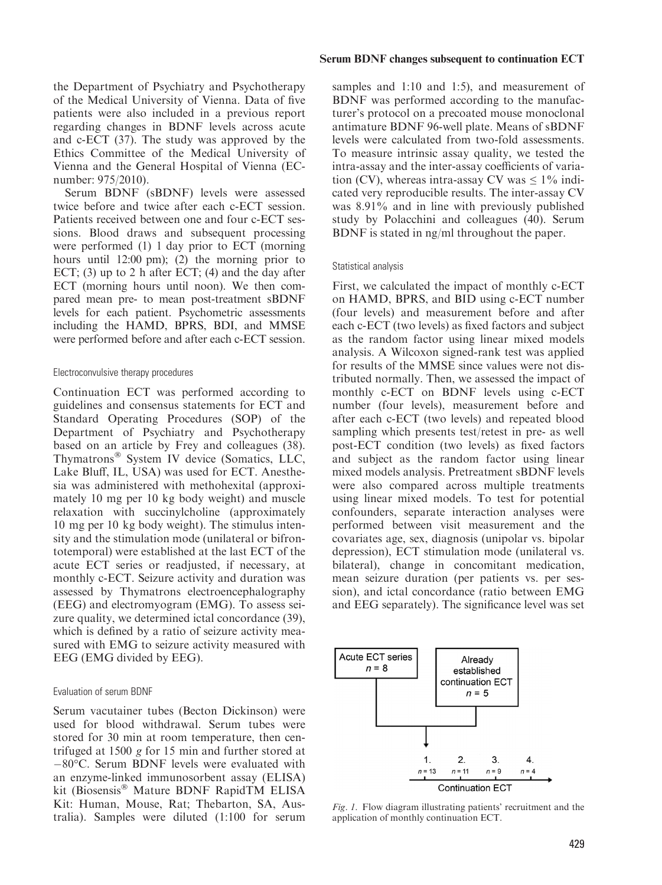the Department of Psychiatry and Psychotherapy of the Medical University of Vienna. Data of five patients were also included in a previous report regarding changes in BDNF levels across acute and c-ECT (37). The study was approved by the Ethics Committee of the Medical University of Vienna and the General Hospital of Vienna (EC-number: 975/2010).

Serum BDNF (sBDNF) levels were assessed twice before and twice after each c-ECT session. Patients received between one and four c-ECT sessions. Blood draws and subsequent processing were performed (1) 1 day prior to ECT (morning hours until 12:00 pm); (2) the morning prior to ECT; (3) up to 2 h after ECT; (4) and the day after ECT (morning hours until noon). We then compared mean pre- to mean post-treatment sBDNF levels for each patient. Psychometric assessments including the HAMD, BPRS, BDI, and MMSE were performed before and after each c-ECT session.

### Electroconvulsive therapy procedures

Continuation ECT was performed according to guidelines and consensus statements for ECT and Standard Operating Procedures (SOP) of the Department of Psychiatry and Psychotherapy based on an article by Frey and colleagues (38). Thymatrons® System IV device (Somatics, LLC, Lake Bluff, IL, USA) was used for ECT. Anesthesia was administered with methohexital (approximately 10 mg per 10 kg body weight) and muscle relaxation with succinylcholine (approximately 10 mg per 10 kg body weight). The stimulus intensity and the stimulation mode (unilateral or bifrontotemporal) were established at the last ECT of the acute ECT series or readjusted, if necessary, at monthly c-ECT. Seizure activity and duration was assessed by Thymatrons electroencephalography (EEG) and electromyogram (EMG). To assess seizure quality, we determined ictal concordance (39), which is defined by a ratio of seizure activity measured with EMG to seizure activity measured with EEG (EMG divided by EEG).

### Evaluation of serum BDNF

Serum vacutainer tubes (Becton Dickinson) were used for blood withdrawal. Serum tubes were stored for 30 min at room temperature, then centrifuged at 1500 *g* for 15 min and further stored at −80°C. Serum BDNF levels were evaluated with an enzyme-linked immunosorbent assay (ELISA) kit (Biosensis® Mature BDNF RapidTM ELISA Kit: Human, Mouse, Rat; Thebarton, SA, Australia). Samples were diluted (1:100 for serum samples and 1:10 and 1:5), and measurement of BDNF was performed according to the manufacturer's protocol on a precoated mouse monoclonal antimature BDNF 96-well plate. Means of sBDNF levels were calculated from two-fold assessments. To measure intrinsic assay quality, we tested the intra-assay and the inter-assay coefficients of variation (CV), whereas intra-assay CV was ≤ 1% indicated very reproducible results. The inter-assay CV was 8.91% and in line with previously published study by Polacchini and colleagues (40). Serum BDNF is stated in ng/ml throughout the paper.

### Statistical analysis

First, we calculated the impact of monthly c-ECT on HAMD, BPRS, and BID using c-ECT number (four levels) and measurement before and after each c-ECT (two levels) as fixed factors and subject as the random factor using linear mixed models analysis. A Wilcoxon signed-rank test was applied for results of the MMSE since values were not distributed normally. Then, we assessed the impact of monthly c-ECT on BDNF levels using c-ECT number (four levels), measurement before and after each c-ECT (two levels) and repeated blood sampling which presents test/retest in pre- as well post-ECT condition (two levels) as fixed factors and subject as the random factor using linear mixed models analysis. Pretreatment sBDNF levels were also compared across multiple treatments using linear mixed models. To test for potential confounders, separate interaction analyses were performed between visit measurement and the covariates age, sex, diagnosis (unipolar vs. bipolar depression), ECT stimulation mode (unilateral vs. bilateral), change in concomitant medication, mean seizure duration (per patients vs. per session), and ictal concordance (ratio between EMG and EEG separately). The significance level was set

Acute ECT series $n = 8$

Already established continuation ECT $n = 5$

1. $n = 13$ 2. $n = 11$ 3. $n = 9$ 4. $n = 4$

Continuation ECT

*Fig. 1.* Flow diagram illustrating patients' recruitment and the application of monthly continuation ECT.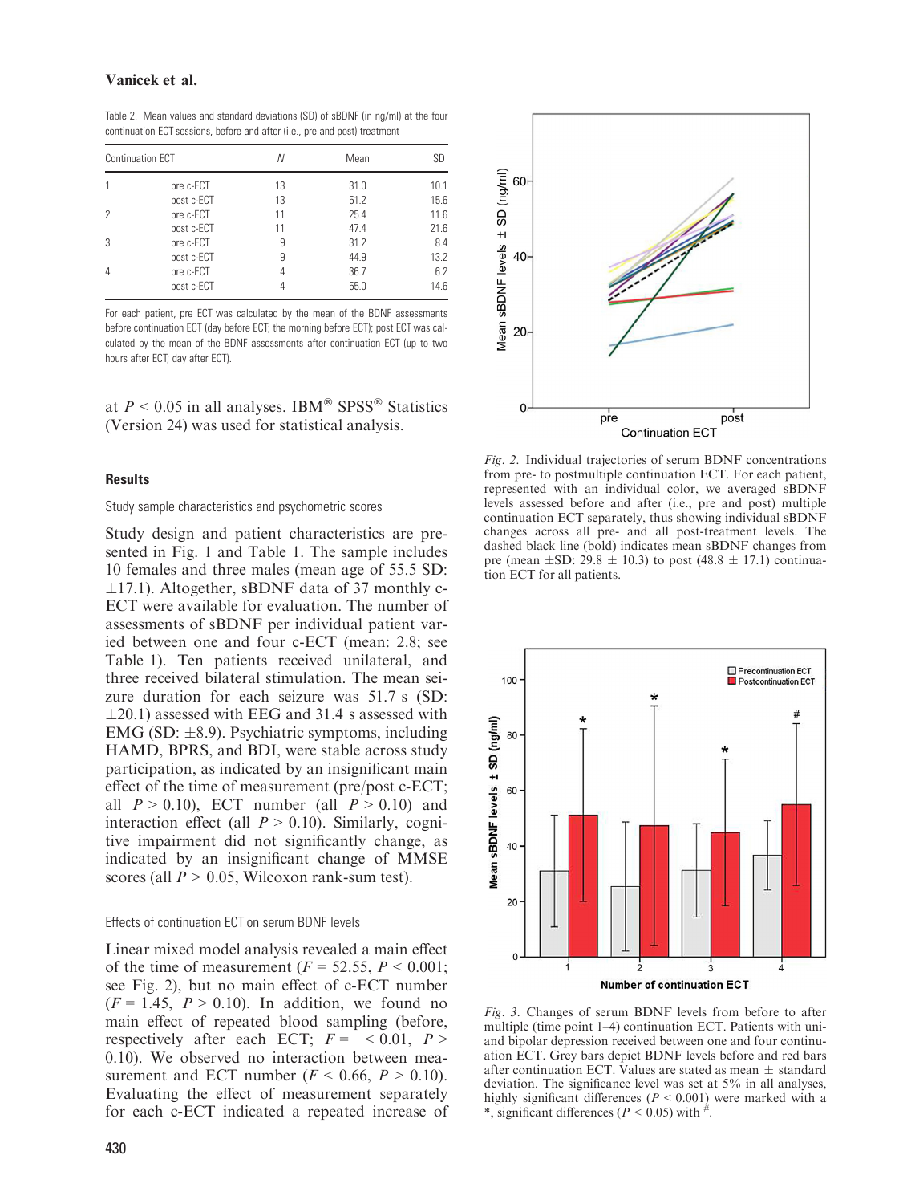Table 2. Mean values and standard deviations (SD) of sBDNF (in ng/ml) at the four continuation ECT sessions, before and after (i.e., pre and post) treatment

| Continuation ECT | | N | Mean | SD |
|---|---|---|---|---|
| 1 | pre c-ECT | 13 | 31.0 | 10.1 |
| | post c-ECT | 13 | 51.2 | 15.6 |
| 2 | pre c-ECT | 11 | 25.4 | 11.6 |
| | post c-ECT | 11 | 47.4 | 21.6 |
| 3 | pre c-ECT | 9 | 31.2 | 8.4 |
| | post c-ECT | 9 | 44.9 | 13.2 |
| 4 | pre c-ECT | 4 | 36.7 | 6.2 |
| | post c-ECT | 4 | 55.0 | 14.6 |

For each patient, pre ECT was calculated by the mean of the BDNF assessments before continuation ECT (day before ECT; the morning before ECT); post ECT was calculated by the mean of the BDNF assessments after continuation ECT (up to two hours after ECT; day after ECT).

at $P < 0.05$ in all analyses. IBM® SPSS® Statistics (Version 24) was used for statistical analysis.

## Results

### Study sample characteristics and psychometric scores

Study design and patient characteristics are presented in Fig. 1 and Table 1. The sample includes 10 females and three males (mean age of 55.5 SD: ±17.1). Altogether, sBDNF data of 37 monthly c-ECT were available for evaluation. The number of assessments of sBDNF per individual patient varied between one and four c-ECT (mean: 2.8; see Table 1). Ten patients received unilateral, and three received bilateral stimulation. The mean seizure duration for each seizure was 51.7 s (SD: ±20.1) assessed with EEG and 31.4 s assessed with EMG (SD: ±8.9). Psychiatric symptoms, including HAMD, BPRS, and BDI, were stable across study participation, as indicated by an insignificant main effect of the time of measurement (pre/post c-ECT; all $P > 0.10$), ECT number (all $P > 0.10$) and interaction effect (all $P > 0.10$). Similarly, cognitive impairment did not significantly change, as indicated by an insignificant change of MMSE scores (all $P > 0.05$, Wilcoxon rank-sum test).

### Effects of continuation ECT on serum BDNF levels

Linear mixed model analysis revealed a main effect of the time of measurement ($F = 52.55$, $P < 0.001$; see Fig. 2), but no main effect of c-ECT number ($F = 1.45$, $P > 0.10$). In addition, we found no main effect of repeated blood sampling (before, respectively after each ECT; $F = < 0.01$, $P > 0.10$). We observed no interaction between measurement and ECT number ($F < 0.66$, $P > 0.10$). Evaluating the effect of measurement separately for each c-ECT indicated a repeated increase of

*Fig. 2.* Individual trajectories of serum BDNF concentrations from pre- to postmultiple continuation ECT. For each patient, represented with an individual color, we averaged sBDNF levels assessed before and after (i.e., pre and post) multiple continuation ECT separately, thus showing individual sBDNF changes across all pre- and all post-treatment levels. The dashed black line (bold) indicates mean sBDNF changes from pre (mean ±SD: 29.8 ± 10.3) to post (48.8 ± 17.1) continuation ECT for all patients.

*Fig. 3.* Changes of serum BDNF levels from before to after multiple (time point 1–4) continuation ECT. Patients with uni- and bipolar depression received between one and four continuation ECT. Grey bars depict BDNF levels before and red bars after continuation ECT. Values are stated as mean ± standard deviation. The significance level was set at 5% in all analyses, highly significant differences ($P < 0.001$) were marked with a *, significant differences ($P < 0.05$) with #.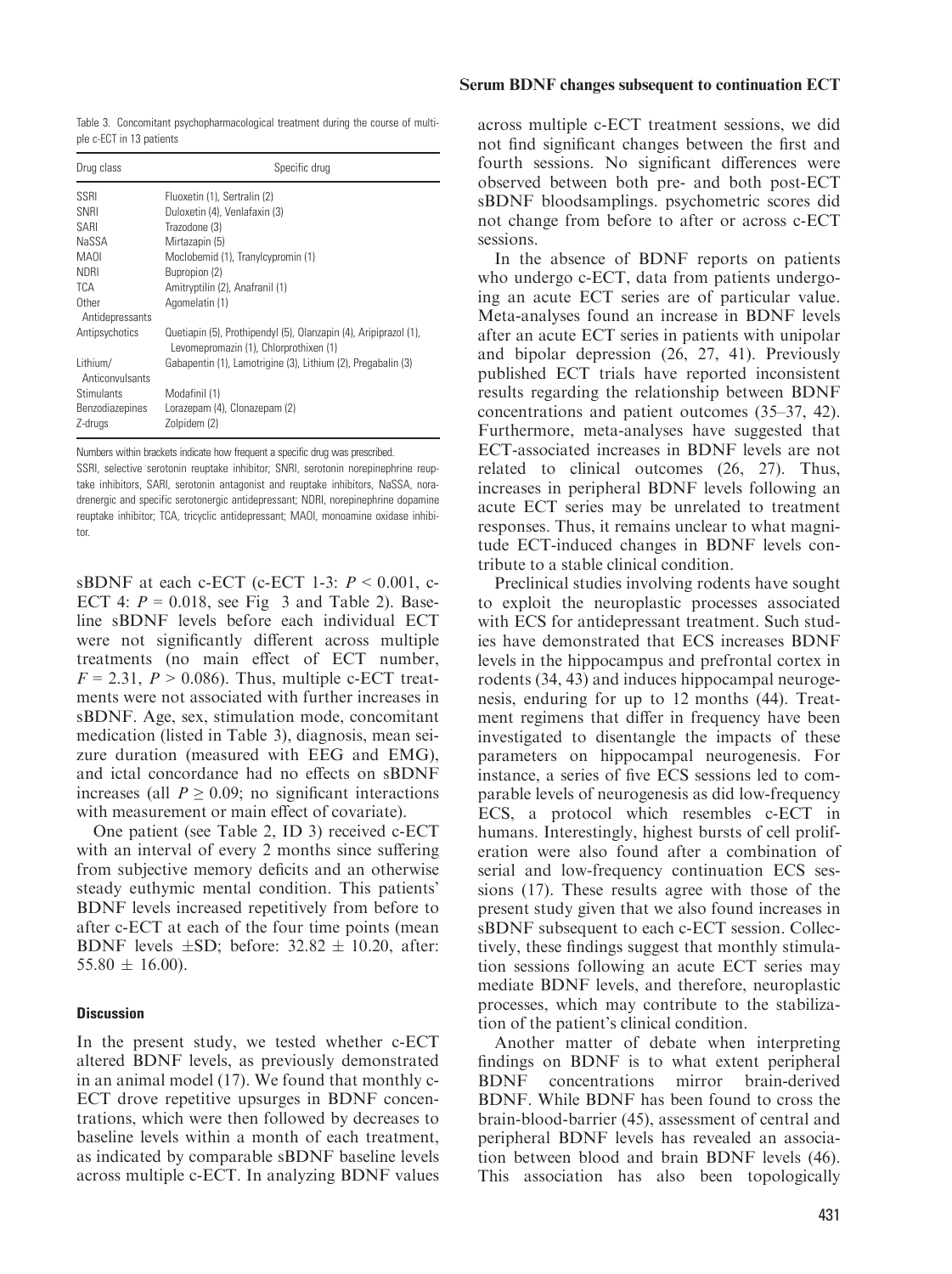Table 3. Concomitant psychopharmacological treatment during the course of multiple c-ECT in 13 patients

| Drug class | Specific drug |
|---|---|
| SSRI | Fluoxetin (1), Sertralin (2) |
| SNRI | Duloxetin (4), Venlafaxin (3) |
| SARI | Trazodone (3) |
| NaSSA | Mirtazapin (5) |
| MAOI | Moclobemid (1), Tranylcypromin (1) |
| NDRI | Bupropion (2) |
| TCA | Amitryptilin (2), Anafranil (1) |
| Other Antidepressants | Agomelatin (1) |
| Antipsychotics | Quetiapin (5), Prothipendyl (5), Olanzapin (4), Aripiprazol (1), Levomepromazin (1), Chlorprothixen (1) |
| Lithium/ Anticonvulsants | Gabapentin (1), Lamotrigine (3), Lithium (2), Pregabalin (3) |
| Stimulants | Modafinil (1) |
| Benzodiazepines | Lorazepam (4), Clonazepam (2) |
| Z-drugs | Zolpidem (2) |

Numbers within brackets indicate how frequent a specific drug was prescribed.
SSRI, selective serotonin reuptake inhibitor; SNRI, serotonin norepinephrine reuptake inhibitor, SARI, serotonin antagonist and reuptake inhibitors, NaSSA, noradrenergic and specific serotonergic antidepressant; NDRI, norepinephrine dopamine reuptake inhibitor; TCA, tricyclic antidepressant; MAOI, monoamine oxidase inhibitor.

sBDNF at each c-ECT (c-ECT 1-3: $P < 0.001$, c-ECT 4: $P = 0.018$, see Fig 3 and Table 2). Baseline sBDNF levels before each individual ECT were not significantly different across multiple treatments (no main effect of ECT number, $F = 2.31$, $P > 0.086$). Thus, multiple c-ECT treatments were not associated with further increases in sBDNF. Age, sex, stimulation mode, concomitant medication (listed in Table 3), diagnosis, mean seizure duration (measured with EEG and EMG), and ictal concordance had no effects on sBDNF increases (all $P \geq 0.09$; no significant interactions with measurement or main effect of covariate).

One patient (see Table 2, ID 3) received c-ECT with an interval of every 2 months since suffering from subjective memory deficits and an otherwise steady euthymic mental condition. This patients' BDNF levels increased repetitively from before to after c-ECT at each of the four time points (mean BDNF levels $\pm$SD; before: $32.82 \pm 10.20$, after: $55.80 \pm 16.00$).

## Discussion

In the present study, we tested whether c-ECT altered BDNF levels, as previously demonstrated in an animal model (17). We found that monthly c-ECT drove repetitive upsurges in BDNF concentrations, which were then followed by decreases to baseline levels within a month of each treatment, as indicated by comparable sBDNF baseline levels across multiple c-ECT. In analyzing BDNF values across multiple c-ECT treatment sessions, we did not find significant changes between the first and fourth sessions. No significant differences were observed between both pre- and both post-ECT sBDNF bloodsamplings. psychometric scores did not change from before to after or across c-ECT sessions.

In the absence of BDNF reports on patients who undergo c-ECT, data from patients undergoing an acute ECT series are of particular value. Meta-analyses found an increase in BDNF levels after an acute ECT series in patients with unipolar and bipolar depression (26, 27, 41). Previously published ECT trials have reported inconsistent results regarding the relationship between BDNF concentrations and patient outcomes (35–37, 42). Furthermore, meta-analyses have suggested that ECT-associated increases in BDNF levels are not related to clinical outcomes (26, 27). Thus, increases in peripheral BDNF levels following an acute ECT series may be unrelated to treatment responses. Thus, it remains unclear to what magnitude ECT-induced changes in BDNF levels contribute to a stable clinical condition.

Preclinical studies involving rodents have sought to exploit the neuroplastic processes associated with ECS for antidepressant treatment. Such studies have demonstrated that ECS increases BDNF levels in the hippocampus and prefrontal cortex in rodents (34, 43) and induces hippocampal neurogenesis, enduring for up to 12 months (44). Treatment regimens that differ in frequency have been investigated to disentangle the impacts of these parameters on hippocampal neurogenesis. For instance, a series of five ECS sessions led to comparable levels of neurogenesis as did low-frequency ECS, a protocol which resembles c-ECT in humans. Interestingly, highest bursts of cell proliferation were also found after a combination of serial and low-frequency continuation ECS sessions (17). These results agree with those of the present study given that we also found increases in sBDNF subsequent to each c-ECT session. Collectively, these findings suggest that monthly stimulation sessions following an acute ECT series may mediate BDNF levels, and therefore, neuroplastic processes, which may contribute to the stabilization of the patient's clinical condition.

Another matter of debate when interpreting findings on BDNF is to what extent peripheral BDNF concentrations mirror brain-derived BDNF. While BDNF has been found to cross the brain-blood-barrier (45), assessment of central and peripheral BDNF levels has revealed an association between blood and brain BDNF levels (46). This association has also been topologically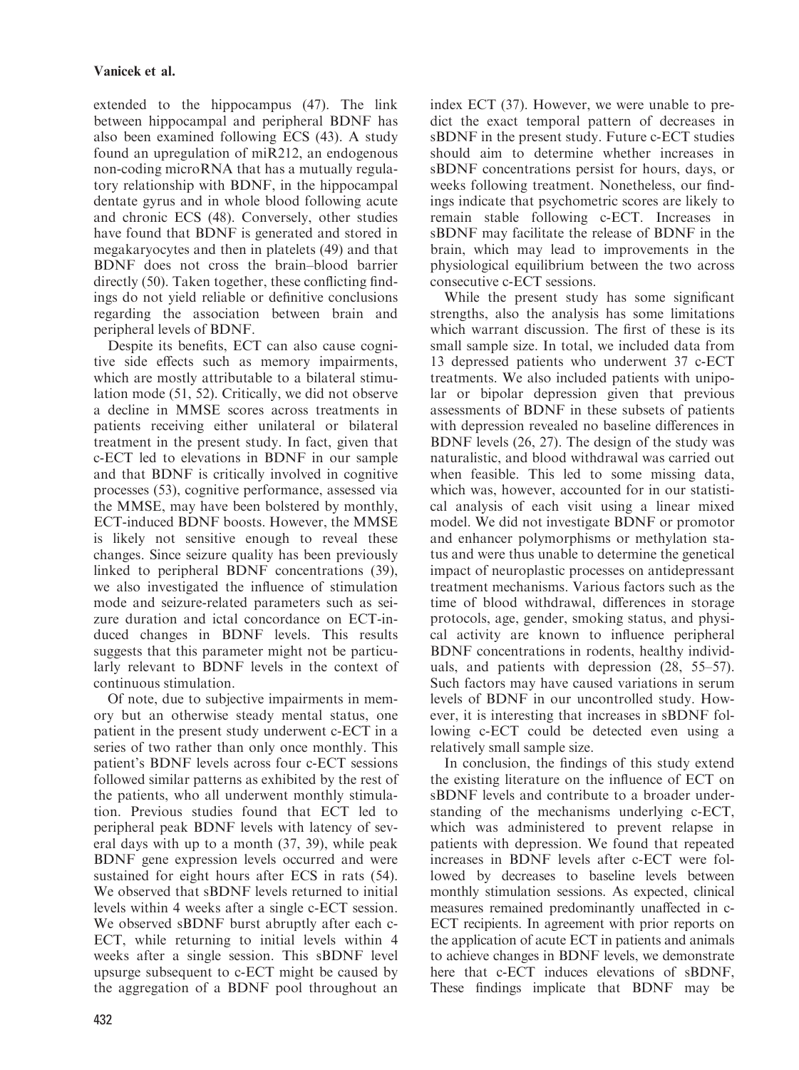extended to the hippocampus (47). The link between hippocampal and peripheral BDNF has also been examined following ECS (43). A study found an upregulation of miR212, an endogenous non-coding microRNA that has a mutually regulatory relationship with BDNF, in the hippocampal dentate gyrus and in whole blood following acute and chronic ECS (48). Conversely, other studies have found that BDNF is generated and stored in megakaryocytes and then in platelets (49) and that BDNF does not cross the brain–blood barrier directly (50). Taken together, these conflicting findings do not yield reliable or definitive conclusions regarding the association between brain and peripheral levels of BDNF.

Despite its benefits, ECT can also cause cognitive side effects such as memory impairments, which are mostly attributable to a bilateral stimulation mode (51, 52). Critically, we did not observe a decline in MMSE scores across treatments in patients receiving either unilateral or bilateral treatment in the present study. In fact, given that c-ECT led to elevations in BDNF in our sample and that BDNF is critically involved in cognitive processes (53), cognitive performance, assessed via the MMSE, may have been bolstered by monthly, ECT-induced BDNF boosts. However, the MMSE is likely not sensitive enough to reveal these changes. Since seizure quality has been previously linked to peripheral BDNF concentrations (39), we also investigated the influence of stimulation mode and seizure-related parameters such as seizure duration and ictal concordance on ECT-induced changes in BDNF levels. This results suggests that this parameter might not be particularly relevant to BDNF levels in the context of continuous stimulation.

Of note, due to subjective impairments in memory but an otherwise steady mental status, one patient in the present study underwent c-ECT in a series of two rather than only once monthly. This patient's BDNF levels across four c-ECT sessions followed similar patterns as exhibited by the rest of the patients, who all underwent monthly stimulation. Previous studies found that ECT led to peripheral peak BDNF levels with latency of several days with up to a month (37, 39), while peak BDNF gene expression levels occurred and were sustained for eight hours after ECS in rats (54). We observed that sBDNF levels returned to initial levels within 4 weeks after a single c-ECT session. We observed sBDNF burst abruptly after each c-ECT, while returning to initial levels within 4 weeks after a single session. This sBDNF level upsurge subsequent to c-ECT might be caused by the aggregation of a BDNF pool throughout an index ECT (37). However, we were unable to predict the exact temporal pattern of decreases in sBDNF in the present study. Future c-ECT studies should aim to determine whether increases in sBDNF concentrations persist for hours, days, or weeks following treatment. Nonetheless, our findings indicate that psychometric scores are likely to remain stable following c-ECT. Increases in sBDNF may facilitate the release of BDNF in the brain, which may lead to improvements in the physiological equilibrium between the two across consecutive c-ECT sessions.

While the present study has some significant strengths, also the analysis has some limitations which warrant discussion. The first of these is its small sample size. In total, we included data from 13 depressed patients who underwent 37 c-ECT treatments. We also included patients with unipolar or bipolar depression given that previous assessments of BDNF in these subsets of patients with depression revealed no baseline differences in BDNF levels (26, 27). The design of the study was naturalistic, and blood withdrawal was carried out when feasible. This led to some missing data, which was, however, accounted for in our statistical analysis of each visit using a linear mixed model. We did not investigate BDNF or promotor and enhancer polymorphisms or methylation status and were thus unable to determine the genetical impact of neuroplastic processes on antidepressant treatment mechanisms. Various factors such as the time of blood withdrawal, differences in storage protocols, age, gender, smoking status, and physical activity are known to influence peripheral BDNF concentrations in rodents, healthy individuals, and patients with depression (28, 55–57). Such factors may have caused variations in serum levels of BDNF in our uncontrolled study. However, it is interesting that increases in sBDNF following c-ECT could be detected even using a relatively small sample size.

In conclusion, the findings of this study extend the existing literature on the influence of ECT on sBDNF levels and contribute to a broader understanding of the mechanisms underlying c-ECT, which was administered to prevent relapse in patients with depression. We found that repeated increases in BDNF levels after c-ECT were followed by decreases to baseline levels between monthly stimulation sessions. As expected, clinical measures remained predominantly unaffected in c-ECT recipients. In agreement with prior reports on the application of acute ECT in patients and animals to achieve changes in BDNF levels, we demonstrate here that c-ECT induces elevations of sBDNF, These findings implicate that BDNF may be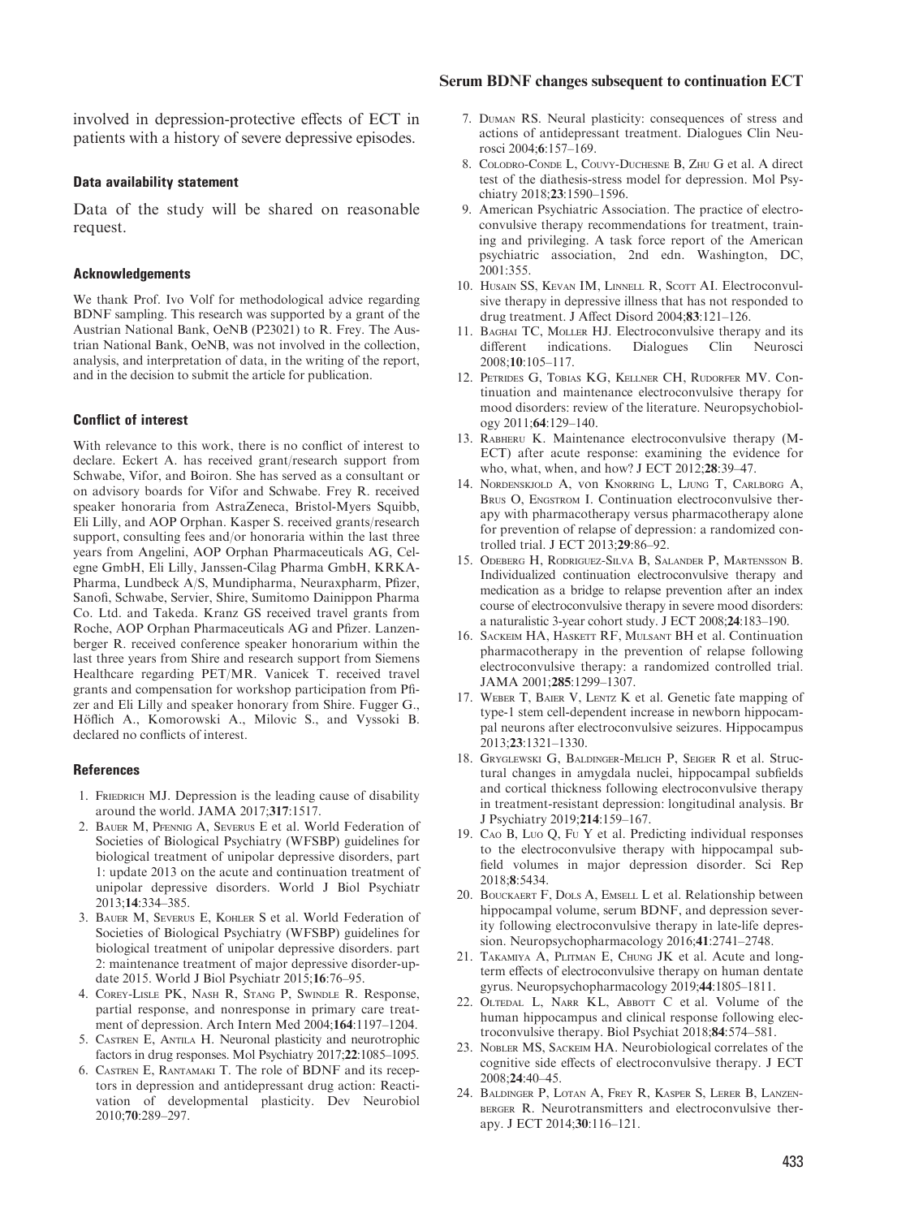involved in depression-protective effects of ECT in patients with a history of severe depressive episodes.

### Data availability statement

Data of the study will be shared on reasonable request.

### Acknowledgements

We thank Prof. Ivo Volf for methodological advice regarding BDNF sampling. This research was supported by a grant of the Austrian National Bank, OeNB (P23021) to R. Frey. The Austrian National Bank, OeNB, was not involved in the collection, analysis, and interpretation of data, in the writing of the report, and in the decision to submit the article for publication.

### Conflict of interest

With relevance to this work, there is no conflict of interest to declare. Eckert A. has received grant/research support from Schwabe, Vifor, and Boiron. She has served as a consultant or on advisory boards for Vifor and Schwabe. Frey R. received speaker honoraria from AstraZeneca, Bristol-Myers Squibb, Eli Lilly, and AOP Orphan. Kasper S. received grants/research support, consulting fees and/or honoraria within the last three years from Angelini, AOP Orphan Pharmaceuticals AG, Celegne GmbH, Eli Lilly, Janssen-Cilag Pharma GmbH, KRKA-Pharma, Lundbeck A/S, Mundipharma, Neuraxpharm, Pfizer, Sanofi, Schwabe, Servier, Shire, Sumitomo Dainippon Pharma Co. Ltd. and Takeda. Kranz GS received travel grants from Roche, AOP Orphan Pharmaceuticals AG and Pfizer. Lanzenberger R. received conference speaker honorarium within the last three years from Shire and research support from Siemens Healthcare regarding PET/MR. Vanicek T. received travel grants and compensation for workshop participation from Pfizer and Eli Lilly and speaker honorary from Shire. Fugger G., Höflich A., Komorowski A., Milovic S., and Vyssoki B. declared no conflicts of interest.

### References

1. Friedrich MJ. Depression is the leading cause of disability around the world. JAMA 2017;**317**:1517.
2. Bauer M, Pfennig A, Severus E et al. World Federation of Societies of Biological Psychiatry (WFSBP) guidelines for biological treatment of unipolar depressive disorders, part 1: update 2013 on the acute and continuation treatment of unipolar depressive disorders. World J Biol Psychiatr 2013;**14**:334–385.
3. Bauer M, Severus E, Kohler S et al. World Federation of Societies of Biological Psychiatry (WFSBP) guidelines for biological treatment of unipolar depressive disorders. part 2: maintenance treatment of major depressive disorder-update 2015. World J Biol Psychiatr 2015;**16**:76–95.
4. Corey-Lisle PK, Nash R, Stang P, Swindle R. Response, partial response, and nonresponse in primary care treatment of depression. Arch Intern Med 2004;**164**:1197–1204.
5. Castren E, Antila H. Neuronal plasticity and neurotrophic factors in drug responses. Mol Psychiatry 2017;**22**:1085–1095.
6. Castren E, Rantamaki T. The role of BDNF and its receptors in depression and antidepressant drug action: Reactivation of developmental plasticity. Dev Neurobiol 2010;**70**:289–297.
7. Duman RS. Neural plasticity: consequences of stress and actions of antidepressant treatment. Dialogues Clin Neurosci 2004;**6**:157–169.
8. Colodro-Conde L, Couvy-Duchesne B, Zhu G et al. A direct test of the diathesis-stress model for depression. Mol Psychiatry 2018;**23**:1590–1596.
9. American Psychiatric Association. The practice of electroconvulsive therapy recommendations for treatment, training and privileging. A task force report of the American psychiatric association, 2nd edn. Washington, DC, 2001:355.
10. Husain SS, Kevan IM, Linnell R, Scott AI. Electroconvulsive therapy in depressive illness that has not responded to drug treatment. J Affect Disord 2004;**83**:121–126.
11. Baghai TC, Moller HJ. Electroconvulsive therapy and its different indications. Dialogues Clin Neurosci 2008;**10**:105–117.
12. Petrides G, Tobias KG, Kellner CH, Rudorfer MV. Continuation and maintenance electroconvulsive therapy for mood disorders: review of the literature. Neuropsychobiology 2011;**64**:129–140.
13. Rabheru K. Maintenance electroconvulsive therapy (M-ECT) after acute response: examining the evidence for who, what, when, and how? J ECT 2012;**28**:39–47.
14. Nordenskjold A, von Knorring L, Ljung T, Carlborg A, Brus O, Engstrom I. Continuation electroconvulsive therapy with pharmacotherapy versus pharmacotherapy alone for prevention of relapse of depression: a randomized controlled trial. J ECT 2013;**29**:86–92.
15. Odeberg H, Rodriguez-Silva B, Salander P, Martensson B. Individualized continuation electroconvulsive therapy and medication as a bridge to relapse prevention after an index course of electroconvulsive therapy in severe mood disorders: a naturalistic 3-year cohort study. J ECT 2008;**24**:183–190.
16. Sackeim HA, Haskett RF, Mulsant BH et al. Continuation pharmacotherapy in the prevention of relapse following electroconvulsive therapy: a randomized controlled trial. JAMA 2001;**285**:1299–1307.
17. Weber T, Baier V, Lentz K et al. Genetic fate mapping of type-1 stem cell-dependent increase in newborn hippocampal neurons after electroconvulsive seizures. Hippocampus 2013;**23**:1321–1330.
18. Gryglewski G, Baldinger-Melich P, Seiger R et al. Structural changes in amygdala nuclei, hippocampal subfields and cortical thickness following electroconvulsive therapy in treatment-resistant depression: longitudinal analysis. Br J Psychiatry 2019;**214**:159–167.
19. Cao B, Luo Q, Fu Y et al. Predicting individual responses to the electroconvulsive therapy with hippocampal subfield volumes in major depression disorder. Sci Rep 2018;**8**:5434.
20. Bouckaert F, Dols A, Emsell L et al. Relationship between hippocampal volume, serum BDNF, and depression severity following electroconvulsive therapy in late-life depression. Neuropsychopharmacology 2016;**41**:2741–2748.
21. Takamiya A, Plitman E, Chung JK et al. Acute and long-term effects of electroconvulsive therapy on human dentate gyrus. Neuropsychopharmacology 2019;**44**:1805–1811.
22. Oltedal L, Narr KL, Abbott C et al. Volume of the human hippocampus and clinical response following electroconvulsive therapy. Biol Psychiat 2018;**84**:574–581.
23. Nobler MS, Sackeim HA. Neurobiological correlates of the cognitive side effects of electroconvulsive therapy. J ECT 2008;**24**:40–45.
24. Baldinger P, Lotan A, Frey R, Kasper S, Lerer B, Lanzenberger R. Neurotransmitters and electroconvulsive therapy. J ECT 2014;**30**:116–121.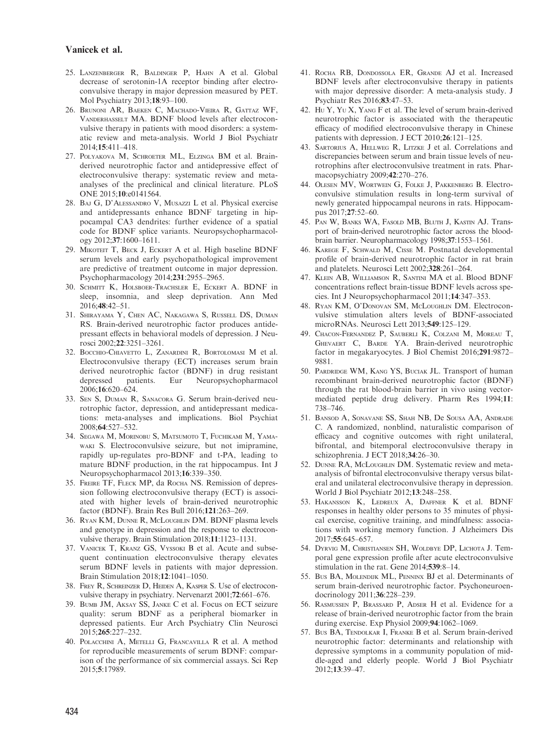25. Lanzenberger R, Baldinger P, Hahn A et al. Global decrease of serotonin-1A receptor binding after electroconvulsive therapy in major depression measured by PET. Mol Psychiatry 2013;**18**:93–100.
26. Brunoni AR, Baeken C, Machado-Vieira R, Gattaz WF, Vanderhasselt MA. BDNF blood levels after electroconvulsive therapy in patients with mood disorders: a systematic review and meta-analysis. World J Biol Psychiatr 2014;**15**:411–418.
27. Polyakova M, Schroeter ML, Elzinga BM et al. Brain-derived neurotrophic factor and antidepressive effect of electroconvulsive therapy: systematic review and meta-analyses of the preclinical and clinical literature. PLoS ONE 2015;**10**:e0141564.
28. Baj G, D'Alessandro V, Musazzi L et al. Physical exercise and antidepressants enhance BDNF targeting in hippocampal CA3 dendrites: further evidence of a spatial code for BDNF splice variants. Neuropsychopharmacology 2012;**37**:1600–1611.
29. Mikoteit T, Beck J, Eckert A et al. High baseline BDNF serum levels and early psychopathological improvement are predictive of treatment outcome in major depression. Psychopharmacology 2014;**231**:2955–2965.
30. Schmitt K, Holsboer-Trachsler E, Eckert A. BDNF in sleep, insomnia, and sleep deprivation. Ann Med 2016;**48**:42–51.
31. Shirayama Y, Chen AC, Nakagawa S, Russell DS, Duman RS. Brain-derived neurotrophic factor produces antidepressant effects in behavioral models of depression. J Neurosci 2002;**22**:3251–3261.
32. Bocchio-Chiavetto L, Zanardini R, Bortolomasi M et al. Electroconvulsive therapy (ECT) increases serum brain derived neurotrophic factor (BDNF) in drug resistant depressed patients. Eur Neuropsychopharmacol 2006;**16**:620–624.
33. Sen S, Duman R, Sanacora G. Serum brain-derived neurotrophic factor, depression, and antidepressant medications: meta-analyses and implications. Biol Psychiat 2008;**64**:527–532.
34. Segawa M, Morinobu S, Matsumoto T, Fuchikami M, Yamawaki S. Electroconvulsive seizure, but not imipramine, rapidly up-regulates pro-BDNF and t-PA, leading to mature BDNF production, in the rat hippocampus. Int J Neuropsychopharmacol 2013;**16**:339–350.
35. Freire TF, Fleck MP, da Rocha NS. Remission of depression following electroconvulsive therapy (ECT) is associated with higher levels of brain-derived neurotrophic factor (BDNF). Brain Res Bull 2016;**121**:263–269.
36. Ryan KM, Dunne R, McLoughlin DM. BDNF plasma levels and genotype in depression and the response to electroconvulsive therapy. Brain Stimulation 2018;**11**:1123–1131.
37. Vanicek T, Kranz GS, Vyssoki B et al. Acute and subsequent continuation electroconvulsive therapy elevates serum BDNF levels in patients with major depression. Brain Stimulation 2018;**12**:1041–1050.
38. Frey R, Schreinzer D, Heiden A, Kasper S. Use of electroconvulsive therapy in psychiatry. Nervenarzt 2001;**72**:661–676.
39. Bumb JM, Aksay SS, Janke C et al. Focus on ECT seizure quality: serum BDNF as a peripheral biomarker in depressed patients. Eur Arch Psychiatry Clin Neurosci 2015;**265**:227–232.
40. Polacchini A, Metelli G, Francavilla R et al. A method for reproducible measurements of serum BDNF: comparison of the performance of six commercial assays. Sci Rep 2015;**5**:17989.
41. Rocha RB, Dondossola ER, Grande AJ et al. Increased BDNF levels after electroconvulsive therapy in patients with major depressive disorder: A meta-analysis study. J Psychiatr Res 2016;**83**:47–53.
42. Hu Y, Yu X, Yang F et al. The level of serum brain-derived neurotrophic factor is associated with the therapeutic efficacy of modified electroconvulsive therapy in Chinese patients with depression. J ECT 2010;**26**:121–125.
43. Sartorius A, Hellweg R, Litzke J et al. Correlations and discrepancies between serum and brain tissue levels of neurotrophins after electroconvulsive treatment in rats. Pharmacopsychiatry 2009;**42**:270–276.
44. Olesen MV, Wortwein G, Folke J, Pakkenberg B. Electroconvulsive stimulation results in long-term survival of newly generated hippocampal neurons in rats. Hippocampus 2017;**27**:52–60.
45. Pan W, Banks WA, Fasold MB, Bluth J, Kastin AJ. Transport of brain-derived neurotrophic factor across the blood-brain barrier. Neuropharmacology 1998;**37**:1553–1561.
46. Karege F, Schwald M, Cisse M. Postnatal developmental profile of brain-derived neurotrophic factor in rat brain and platelets. Neurosci Lett 2002;**328**:261–264.
47. Klein AB, Williamson R, Santini MA et al. Blood BDNF concentrations reflect brain-tissue BDNF levels across species. Int J Neuropsychopharmacol 2011;**14**:347–353.
48. Ryan KM, O'Donovan SM, McLoughlin DM. Electroconvulsive stimulation alters levels of BDNF-associated microRNAs. Neurosci Lett 2013;**549**:125–129.
49. Chacon-Fernandez P, Sauberli K, Colzani M, Moreau T, Ghevaert C, Barde YA. Brain-derived neurotrophic factor in megakaryocytes. J Biol Chemist 2016;**291**:9872–9881.
50. Pardridge WM, Kang YS, Buciak JL. Transport of human recombinant brain-derived neurotrophic factor (BDNF) through the rat blood-brain barrier in vivo using vector-mediated peptide drug delivery. Pharm Res 1994;**11**: 738–746.
51. Bansod A, Sonavane SS, Shah NB, De Sousa AA, Andrade C. A randomized, nonblind, naturalistic comparison of efficacy and cognitive outcomes with right unilateral, bifrontal, and bitemporal electroconvulsive therapy in schizophrenia. J ECT 2018;**34**:26–30.
52. Dunne RA, McLoughlin DM. Systematic review and meta-analysis of bifrontal electroconvulsive therapy versus bilateral and unilateral electroconvulsive therapy in depression. World J Biol Psychiatr 2012;**13**:248–258.
53. Hakansson K, Ledreux A, Daffner K et al. BDNF responses in healthy older persons to 35 minutes of physical exercise, cognitive training, and mindfulness: associations with working memory function. J Alzheimers Dis 2017;**55**:645–657.
54. Dyrvig M, Christiansen SH, Woldbye DP, Lichota J. Temporal gene expression profile after acute electroconvulsive stimulation in the rat. Gene 2014;**539**:8–14.
55. Bus BA, Molendijk ML, Penninx BJ et al. Determinants of serum brain-derived neurotrophic factor. Psychoneuroendocrinology 2011;**36**:228–239.
56. Rasmussen P, Brassard P, Adser H et al. Evidence for a release of brain-derived neurotrophic factor from the brain during exercise. Exp Physiol 2009;**94**:1062–1069.
57. Bus BA, Tendolkar I, Franke B et al. Serum brain-derived neurotrophic factor: determinants and relationship with depressive symptoms in a community population of middle-aged and elderly people. World J Biol Psychiatr 2012;**13**:39–47.